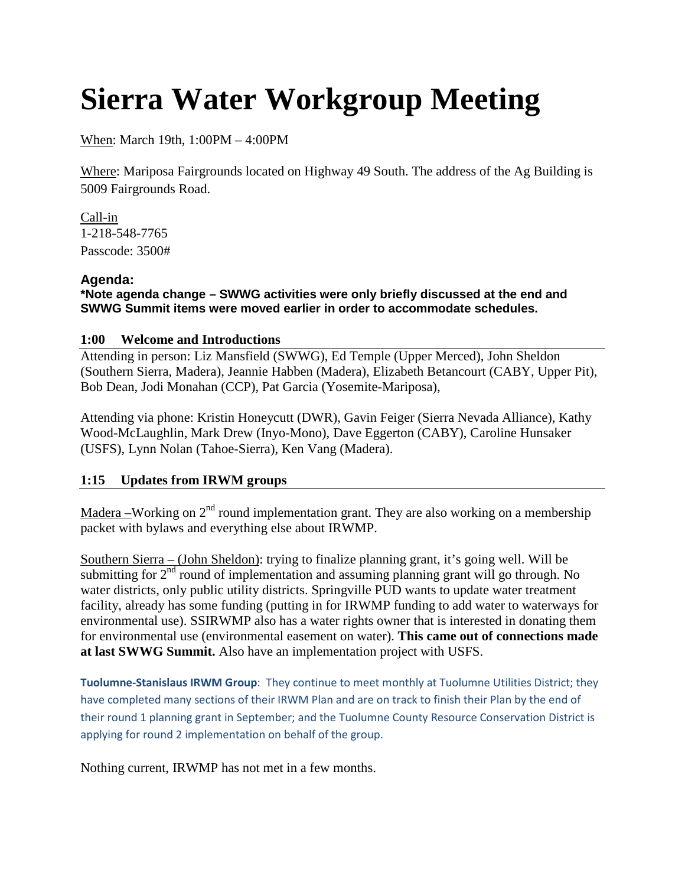# Sierra Water Workgroup Meeting

When: March 19th, 1:00PM – 4:00PM

Where: Mariposa Fairgrounds located on Highway 49 South. The address of the Ag Building is 5009 Fairgrounds Road.

Call-in
1-218-548-7765
Passcode: 3500#

### Agenda:

**\*Note agenda change – SWWG activities were only briefly discussed at the end and SWWG Summit items were moved earlier in order to accommodate schedules.**

#### 1:00 Welcome and Introductions

Attending in person: Liz Mansfield (SWWG), Ed Temple (Upper Merced), John Sheldon (Southern Sierra, Madera), Jeannie Habben (Madera), Elizabeth Betancourt (CABY, Upper Pit), Bob Dean, Jodi Monahan (CCP), Pat Garcia (Yosemite-Mariposa),

Attending via phone: Kristin Honeycutt (DWR), Gavin Feiger (Sierra Nevada Alliance), Kathy Wood-McLaughlin, Mark Drew (Inyo-Mono), Dave Eggerton (CABY), Caroline Hunsaker (USFS), Lynn Nolan (Tahoe-Sierra), Ken Vang (Madera).

#### 1:15 Updates from IRWM groups

Madera –Working on 2nd round implementation grant. They are also working on a membership packet with bylaws and everything else about IRWMP.

Southern Sierra – (John Sheldon): trying to finalize planning grant, it's going well. Will be submitting for 2nd round of implementation and assuming planning grant will go through. No water districts, only public utility districts. Springville PUD wants to update water treatment facility, already has some funding (putting in for IRWMP funding to add water to waterways for environmental use). SSIRWMP also has a water rights owner that is interested in donating them for environmental use (environmental easement on water). **This came out of connections made at last SWWG Summit.** Also have an implementation project with USFS.

**Tuolumne-Stanislaus IRWM Group**: They continue to meet monthly at Tuolumne Utilities District; they have completed many sections of their IRWM Plan and are on track to finish their Plan by the end of their round 1 planning grant in September; and the Tuolumne County Resource Conservation District is applying for round 2 implementation on behalf of the group.

Nothing current, IRWMP has not met in a few months.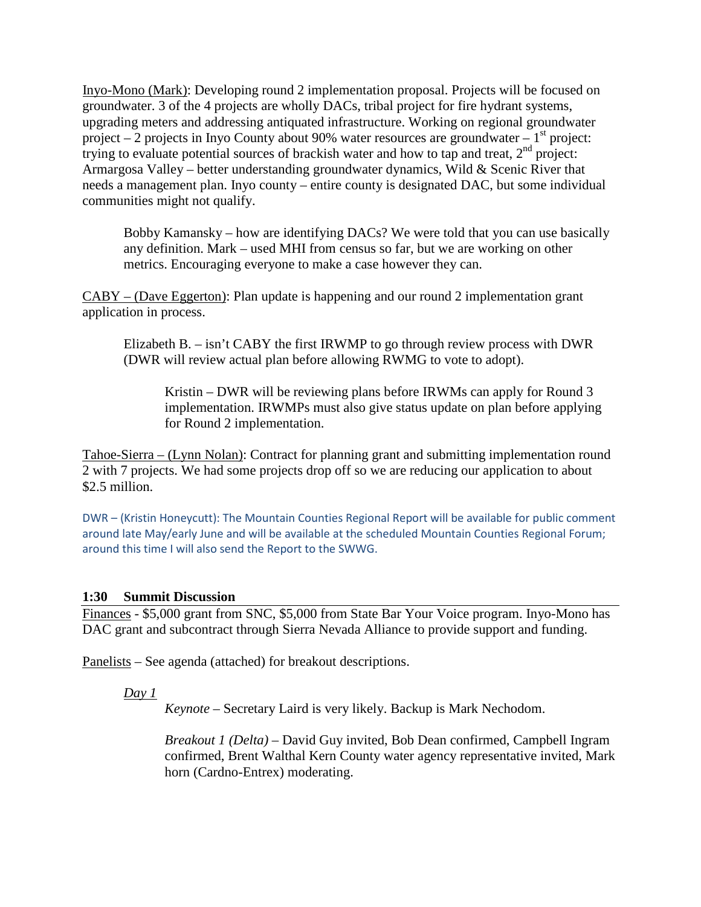Inyo-Mono (Mark): Developing round 2 implementation proposal. Projects will be focused on groundwater. 3 of the 4 projects are wholly DACs, tribal project for fire hydrant systems, upgrading meters and addressing antiquated infrastructure. Working on regional groundwater project – 2 projects in Inyo County about 90% water resources are groundwater – 1st project: trying to evaluate potential sources of brackish water and how to tap and treat, 2nd project: Armargosa Valley – better understanding groundwater dynamics, Wild & Scenic River that needs a management plan. Inyo county – entire county is designated DAC, but some individual communities might not qualify.

> Bobby Kamansky – how are identifying DACs? We were told that you can use basically any definition. Mark – used MHI from census so far, but we are working on other metrics. Encouraging everyone to make a case however they can.

CABY – (Dave Eggerton): Plan update is happening and our round 2 implementation grant application in process.

> Elizabeth B. – isn't CABY the first IRWMP to go through review process with DWR (DWR will review actual plan before allowing RWMG to vote to adopt).
>
> > Kristin – DWR will be reviewing plans before IRWMs can apply for Round 3 implementation. IRWMPs must also give status update on plan before applying for Round 2 implementation.

Tahoe-Sierra – (Lynn Nolan): Contract for planning grant and submitting implementation round 2 with 7 projects. We had some projects drop off so we are reducing our application to about $2.5 million.

DWR – (Kristin Honeycutt): The Mountain Counties Regional Report will be available for public comment around late May/early June and will be available at the scheduled Mountain Counties Regional Forum; around this time I will also send the Report to the SWWG.

## 1:30 Summit Discussion

Finances - $5,000 grant from SNC, $5,000 from State Bar Your Voice program. Inyo-Mono has DAC grant and subcontract through Sierra Nevada Alliance to provide support and funding.

Panelists – See agenda (attached) for breakout descriptions.

> *Day 1*
>
> > *Keynote* – Secretary Laird is very likely. Backup is Mark Nechodom.
> >
> > *Breakout 1 (Delta)* – David Guy invited, Bob Dean confirmed, Campbell Ingram confirmed, Brent Walthal Kern County water agency representative invited, Mark horn (Cardno-Entrex) moderating.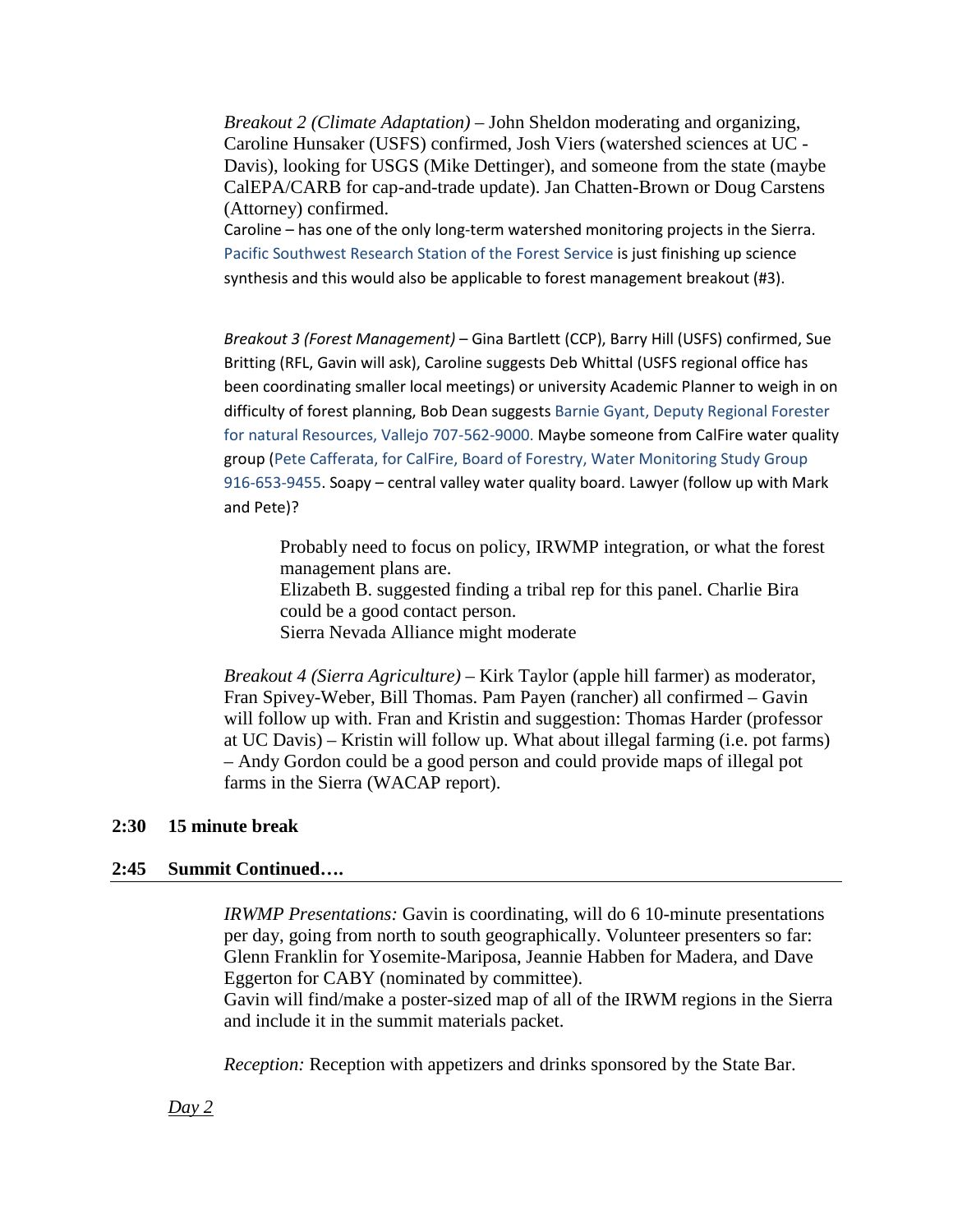*Breakout 2 (Climate Adaptation)* – John Sheldon moderating and organizing, Caroline Hunsaker (USFS) confirmed, Josh Viers (watershed sciences at UC - Davis), looking for USGS (Mike Dettinger), and someone from the state (maybe CalEPA/CARB for cap-and-trade update). Jan Chatten-Brown or Doug Carstens (Attorney) confirmed.
Caroline – has one of the only long-term watershed monitoring projects in the Sierra. Pacific Southwest Research Station of the Forest Service is just finishing up science synthesis and this would also be applicable to forest management breakout (#3).

*Breakout 3 (Forest Management)* – Gina Bartlett (CCP), Barry Hill (USFS) confirmed, Sue Britting (RFL, Gavin will ask), Caroline suggests Deb Whittal (USFS regional office has been coordinating smaller local meetings) or university Academic Planner to weigh in on difficulty of forest planning, Bob Dean suggests Barnie Gyant, Deputy Regional Forester for natural Resources, Vallejo 707-562-9000. Maybe someone from CalFire water quality group (Pete Cafferata, for CalFire, Board of Forestry, Water Monitoring Study Group 916-653-9455. Soapy – central valley water quality board. Lawyer (follow up with Mark and Pete)?

> Probably need to focus on policy, IRWMP integration, or what the forest management plans are.
> Elizabeth B. suggested finding a tribal rep for this panel. Charlie Bira could be a good contact person.
> Sierra Nevada Alliance might moderate

*Breakout 4 (Sierra Agriculture)* – Kirk Taylor (apple hill farmer) as moderator, Fran Spivey-Weber, Bill Thomas. Pam Payen (rancher) all confirmed – Gavin will follow up with. Fran and Kristin and suggestion: Thomas Harder (professor at UC Davis) – Kristin will follow up. What about illegal farming (i.e. pot farms) – Andy Gordon could be a good person and could provide maps of illegal pot farms in the Sierra (WACAP report).

**2:30 15 minute break**

**2:45 Summit Continued….**

*IRWMP Presentations:* Gavin is coordinating, will do 6 10-minute presentations per day, going from north to south geographically. Volunteer presenters so far: Glenn Franklin for Yosemite-Mariposa, Jeannie Habben for Madera, and Dave Eggerton for CABY (nominated by committee).
Gavin will find/make a poster-sized map of all of the IRWM regions in the Sierra and include it in the summit materials packet.

*Reception:* Reception with appetizers and drinks sponsored by the State Bar.

*Day 2*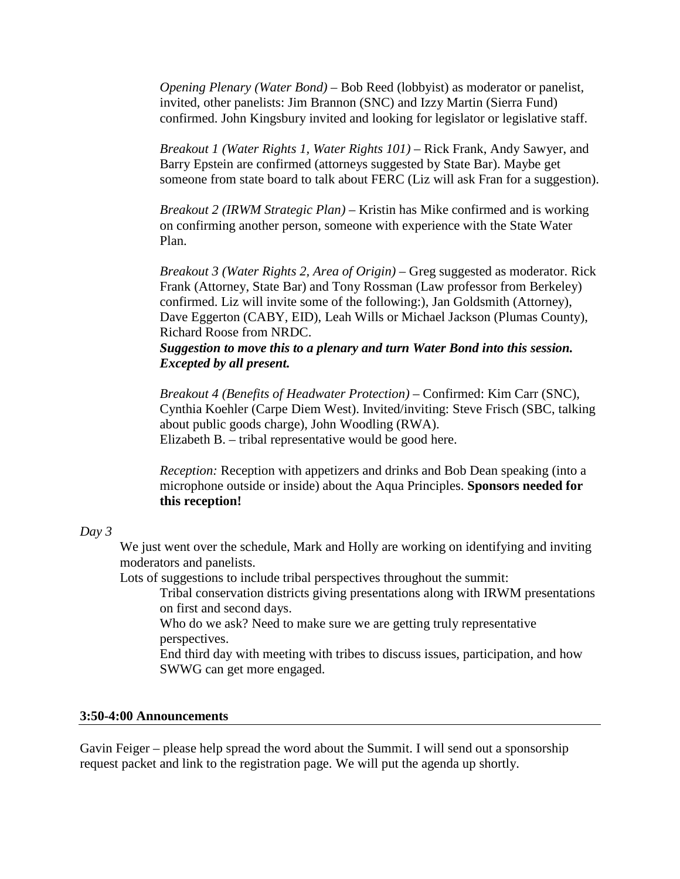*Opening Plenary (Water Bond)* – Bob Reed (lobbyist) as moderator or panelist, invited, other panelists: Jim Brannon (SNC) and Izzy Martin (Sierra Fund) confirmed. John Kingsbury invited and looking for legislator or legislative staff.

*Breakout 1 (Water Rights 1, Water Rights 101)* – Rick Frank, Andy Sawyer, and Barry Epstein are confirmed (attorneys suggested by State Bar). Maybe get someone from state board to talk about FERC (Liz will ask Fran for a suggestion).

*Breakout 2 (IRWM Strategic Plan)* – Kristin has Mike confirmed and is working on confirming another person, someone with experience with the State Water Plan.

*Breakout 3 (Water Rights 2, Area of Origin)* – Greg suggested as moderator. Rick Frank (Attorney, State Bar) and Tony Rossman (Law professor from Berkeley) confirmed. Liz will invite some of the following:), Jan Goldsmith (Attorney), Dave Eggerton (CABY, EID), Leah Wills or Michael Jackson (Plumas County), Richard Roose from NRDC.
***Suggestion to move this to a plenary and turn Water Bond into this session. Excepted by all present.***

*Breakout 4 (Benefits of Headwater Protection)* – Confirmed: Kim Carr (SNC), Cynthia Koehler (Carpe Diem West). Invited/inviting: Steve Frisch (SBC, talking about public goods charge), John Woodling (RWA).
Elizabeth B. – tribal representative would be good here.

*Reception:* Reception with appetizers and drinks and Bob Dean speaking (into a microphone outside or inside) about the Aqua Principles. **Sponsors needed for this reception!**

*Day 3*

We just went over the schedule, Mark and Holly are working on identifying and inviting moderators and panelists.

Lots of suggestions to include tribal perspectives throughout the summit:

- Tribal conservation districts giving presentations along with IRWM presentations on first and second days.
- Who do we ask? Need to make sure we are getting truly representative perspectives.
- End third day with meeting with tribes to discuss issues, participation, and how SWWG can get more engaged.

**3:50-4:00 Announcements**

Gavin Feiger – please help spread the word about the Summit. I will send out a sponsorship request packet and link to the registration page. We will put the agenda up shortly.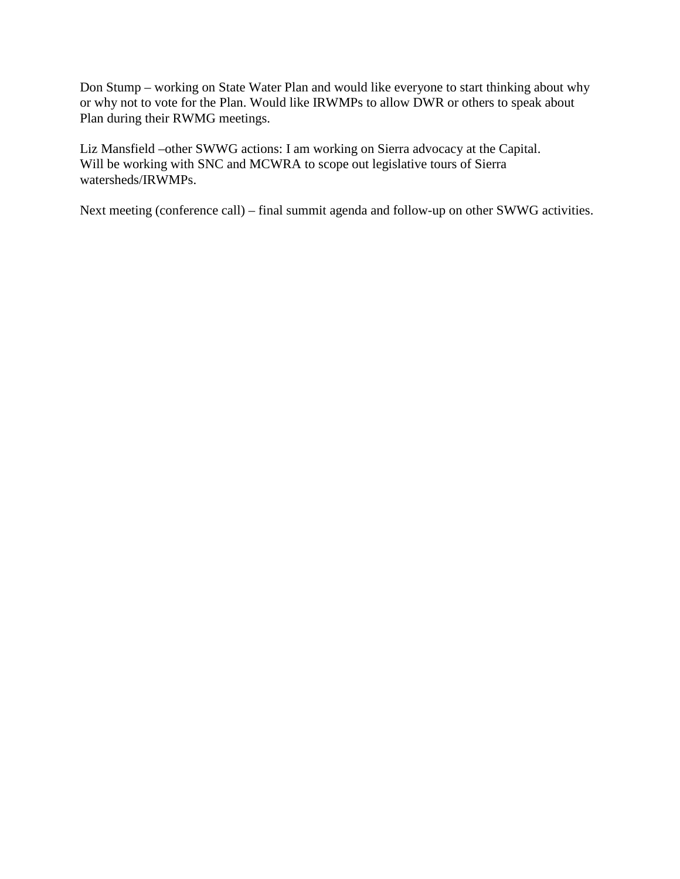Don Stump – working on State Water Plan and would like everyone to start thinking about why or why not to vote for the Plan. Would like IRWMPs to allow DWR or others to speak about Plan during their RWMG meetings.

Liz Mansfield –other SWWG actions: I am working on Sierra advocacy at the Capital. Will be working with SNC and MCWRA to scope out legislative tours of Sierra watersheds/IRWMPs.

Next meeting (conference call) – final summit agenda and follow-up on other SWWG activities.